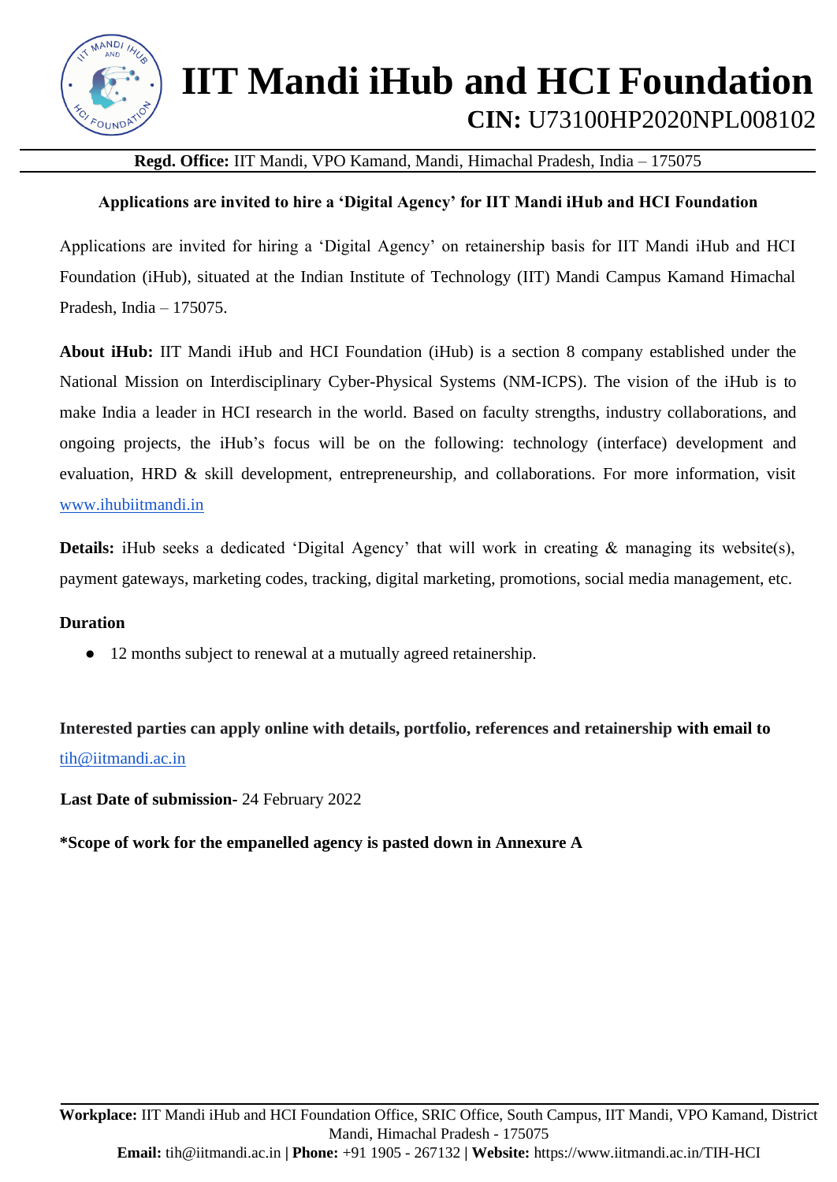# IIT Mandi iHub and HCI Foundation

**CIN:** U73100HP2020NPL008102

**Regd. Office:** IIT Mandi, VPO Kamand, Mandi, Himachal Pradesh, India – 175075

**Applications are invited to hire a 'Digital Agency' for IIT Mandi iHub and HCI Foundation**

Applications are invited for hiring a 'Digital Agency' on retainership basis for IIT Mandi iHub and HCI Foundation (iHub), situated at the Indian Institute of Technology (IIT) Mandi Campus Kamand Himachal Pradesh, India – 175075.

**About iHub:** IIT Mandi iHub and HCI Foundation (iHub) is a section 8 company established under the National Mission on Interdisciplinary Cyber-Physical Systems (NM-ICPS). The vision of the iHub is to make India a leader in HCI research in the world. Based on faculty strengths, industry collaborations, and ongoing projects, the iHub's focus will be on the following: technology (interface) development and evaluation, HRD & skill development, entrepreneurship, and collaborations. For more information, visit [www.ihubiitmandi.in](http://www.ihubiitmandi.in)

**Details:** iHub seeks a dedicated 'Digital Agency' that will work in creating & managing its website(s), payment gateways, marketing codes, tracking, digital marketing, promotions, social media management, etc.

**Duration**

- 12 months subject to renewal at a mutually agreed retainership.

**Interested parties can apply online with details, portfolio, references and retainership with email to** [tih@iitmandi.ac.in](mailto:tih@iitmandi.ac.in)

**Last Date of submission-** 24 February 2022

**\*Scope of work for the empanelled agency is pasted down in Annexure A**

**Workplace:** IIT Mandi iHub and HCI Foundation Office, SRIC Office, South Campus, IIT Mandi, VPO Kamand, District Mandi, Himachal Pradesh - 175075

**Email:** tih@iitmandi.ac.in | **Phone:** +91 1905 - 267132 | **Website:** https://www.iitmandi.ac.in/TIH-HCI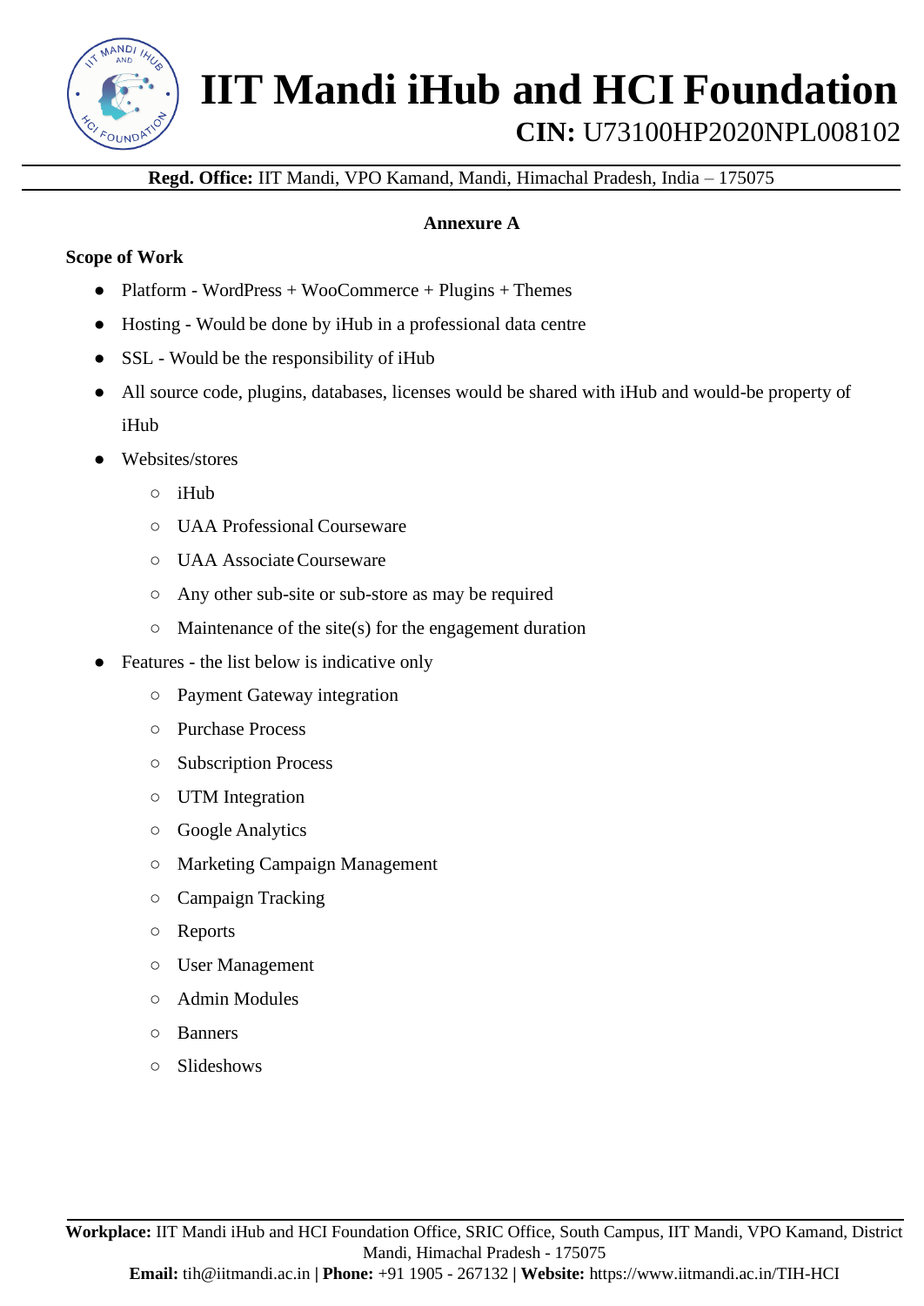**Annexure A**

**Scope of Work**

- Platform - WordPress + WooCommerce + Plugins + Themes
- Hosting - Would be done by iHub in a professional data centre
- SSL - Would be the responsibility of iHub
- All source code, plugins, databases, licenses would be shared with iHub and would-be property of iHub
- Websites/stores
  - iHub
  - UAA Professional Courseware
  - UAA Associate Courseware
  - Any other sub-site or sub-store as may be required
  - Maintenance of the site(s) for the engagement duration
- Features - the list below is indicative only
  - Payment Gateway integration
  - Purchase Process
  - Subscription Process
  - UTM Integration
  - Google Analytics
  - Marketing Campaign Management
  - Campaign Tracking
  - Reports
  - User Management
  - Admin Modules
  - Banners
  - Slideshows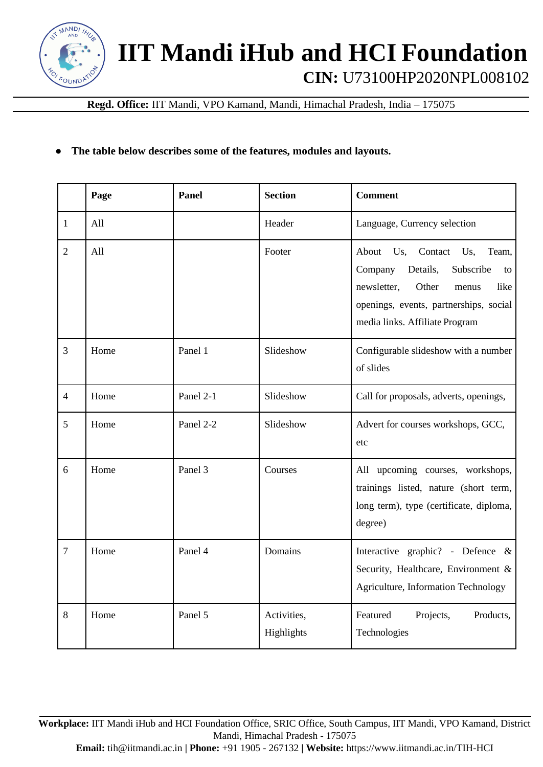- **The table below describes some of the features, modules and layouts.**

| | Page | Panel | Section | Comment |
|---|---|---|---|---|
| 1 | All | | Header | Language, Currency selection |
| 2 | All | | Footer | About Us, Contact Us, Team, Company Details, Subscribe to newsletter, Other menus like openings, events, partnerships, social media links. Affiliate Program |
| 3 | Home | Panel 1 | Slideshow | Configurable slideshow with a number of slides |
| 4 | Home | Panel 2-1 | Slideshow | Call for proposals, adverts, openings, |
| 5 | Home | Panel 2-2 | Slideshow | Advert for courses workshops, GCC, etc |
| 6 | Home | Panel 3 | Courses | All upcoming courses, workshops, trainings listed, nature (short term, long term), type (certificate, diploma, degree) |
| 7 | Home | Panel 4 | Domains | Interactive graphic? - Defence & Security, Healthcare, Environment & Agriculture, Information Technology |
| 8 | Home | Panel 5 | Activities, Highlights | Featured Projects, Products, Technologies |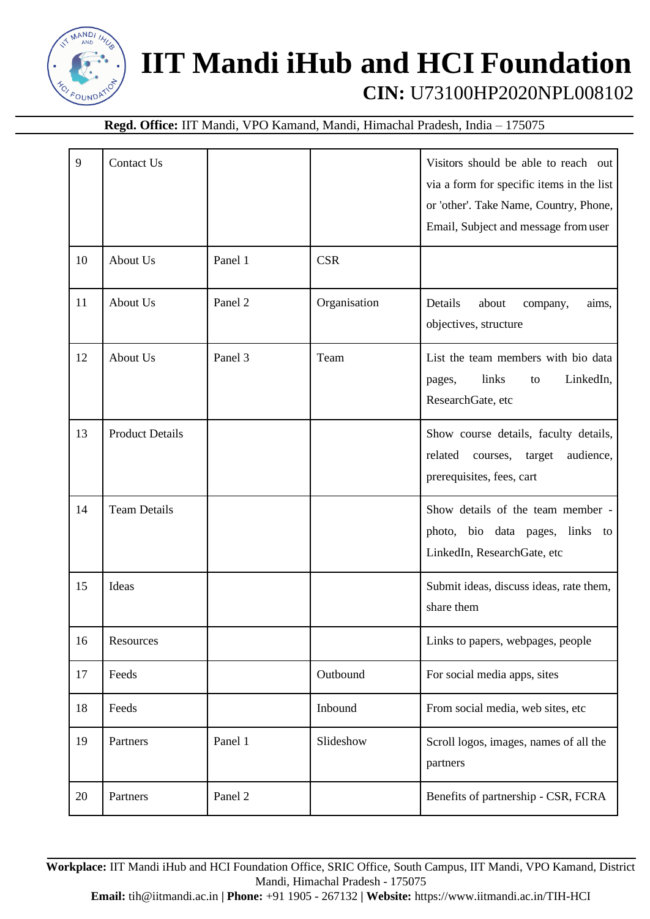| | | | | |
|---|---|---|---|---|
| 9 | Contact Us | | | Visitors should be able to reach out via a form for specific items in the list or 'other'. Take Name, Country, Phone, Email, Subject and message from user |
| 10 | About Us | Panel 1 | CSR | |
| 11 | About Us | Panel 2 | Organisation | Details about company, aims, objectives, structure |
| 12 | About Us | Panel 3 | Team | List the team members with bio data pages, links to LinkedIn, ResearchGate, etc |
| 13 | Product Details | | | Show course details, faculty details, related courses, target audience, prerequisites, fees, cart |
| 14 | Team Details | | | Show details of the team member - photo, bio data pages, links to LinkedIn, ResearchGate, etc |
| 15 | Ideas | | | Submit ideas, discuss ideas, rate them, share them |
| 16 | Resources | | | Links to papers, webpages, people |
| 17 | Feeds | | Outbound | For social media apps, sites |
| 18 | Feeds | | Inbound | From social media, web sites, etc |
| 19 | Partners | Panel 1 | Slideshow | Scroll logos, images, names of all the partners |
| 20 | Partners | Panel 2 | | Benefits of partnership - CSR, FCRA |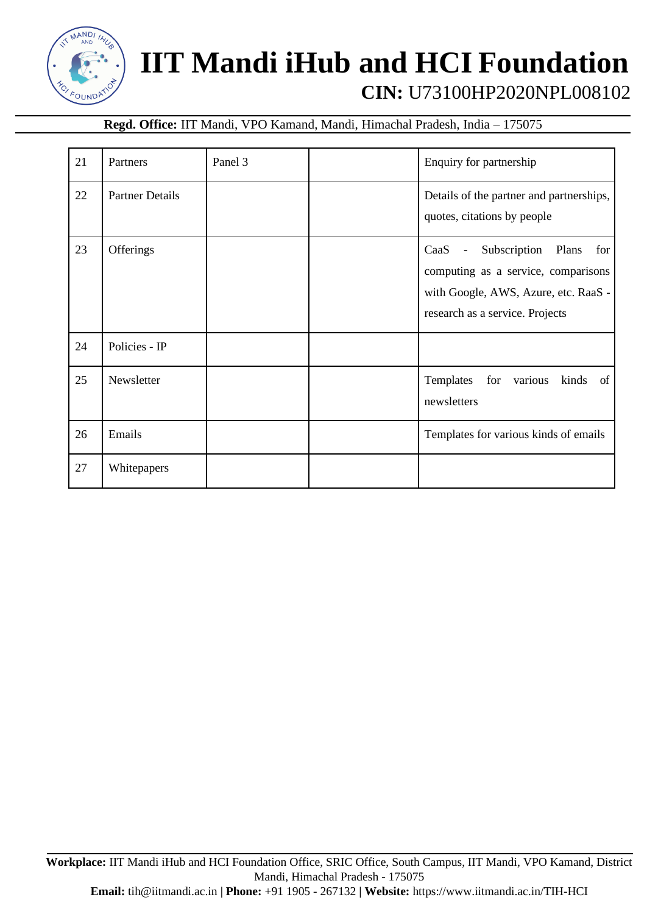| | | | | |
|---|---|---|---|---|
| 21 | Partners | Panel 3 | | Enquiry for partnership |
| 22 | Partner Details | | | Details of the partner and partnerships, quotes, citations by people |
| 23 | Offerings | | | CaaS - Subscription Plans for computing as a service, comparisons with Google, AWS, Azure, etc. RaaS - research as a service. Projects |
| 24 | Policies - IP | | | |
| 25 | Newsletter | | | Templates for various kinds of newsletters |
| 26 | Emails | | | Templates for various kinds of emails |
| 27 | Whitepapers | | | |